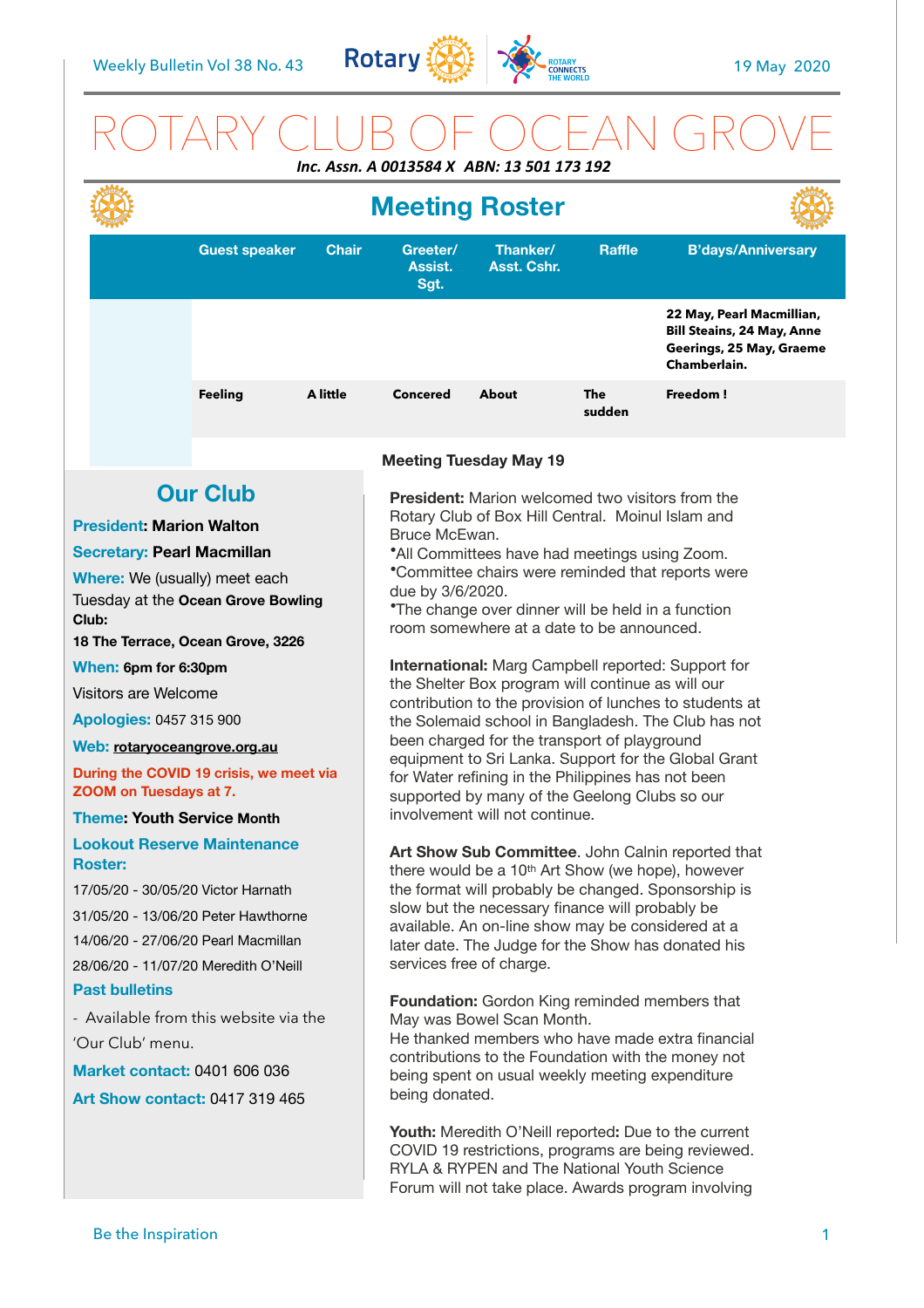Weekly Bulletin Vol 38 No. 43 — 19 May 2020

# ROTARY CLUB OF OCEAN GROVE

***Inc. Assn. A 0013584 X ABN: 13 501 173 192***

## Meeting Roster

| | Guest speaker | Chair | Greeter/ Assist. Sgt. | Thanker/ Asst. Cshr. | Raffle | B'days/Anniversary |
|---|---|---|---|---|---|---|
| | | | | | | **22 May, Pearl Macmillian, Bill Steains, 24 May, Anne Geerings, 25 May, Graeme Chamberlain.** |
| | **Feeling** | **A little** | **Concerned** | **About** | **The sudden** | **Freedom !** |

## Our Club

**President: Marion Walton**

**Secretary: Pearl Macmillan**

**Where:** We (usually) meet each Tuesday at the **Ocean Grove Bowling Club:**

**18 The Terrace, Ocean Grove, 3226**

**When: 6pm for 6:30pm**

Visitors are Welcome

**Apologies:** 0457 315 900

**Web:** **rotaryoceangrove.org.au**

**During the COVID 19 crisis, we meet via ZOOM on Tuesdays at 7.**

**Theme: Youth Service Month**

**Lookout Reserve Maintenance Roster:**

17/05/20 - 30/05/20 Victor Harnath

31/05/20 - 13/06/20 Peter Hawthorne

14/06/20 - 27/06/20 Pearl Macmillan

28/06/20 - 11/07/20 Meredith O'Neill

**Past bulletins**

- Available from this website via the 'Our Club' menu.

**Market contact:** 0401 606 036

**Art Show contact:** 0417 319 465

### Meeting Tuesday May 19

**President:** Marion welcomed two visitors from the Rotary Club of Box Hill Central. Moinul Islam and Bruce McEwan.
- All Committees have had meetings using Zoom.
- Committee chairs were reminded that reports were due by 3/6/2020.
- The change over dinner will be held in a function room somewhere at a date to be announced.

**International:** Marg Campbell reported: Support for the Shelter Box program will continue as will our contribution to the provision of lunches to students at the Solemaid school in Bangladesh. The Club has not been charged for the transport of playground equipment to Sri Lanka. Support for the Global Grant for Water refining in the Philippines has not been supported by many of the Geelong Clubs so our involvement will not continue.

**Art Show Sub Committee**. John Calnin reported that there would be a 10th Art Show (we hope), however the format will probably be changed. Sponsorship is slow but the necessary finance will probably be available. An on-line show may be considered at a later date. The Judge for the Show has donated his services free of charge.

**Foundation:** Gordon King reminded members that May was Bowel Scan Month.
He thanked members who have made extra financial contributions to the Foundation with the money not being spent on usual weekly meeting expenditure being donated.

**Youth:** Meredith O'Neill reported**:** Due to the current COVID 19 restrictions, programs are being reviewed. RYLA & RYPEN and The National Youth Science Forum will not take place. Awards program involving

Be the Inspiration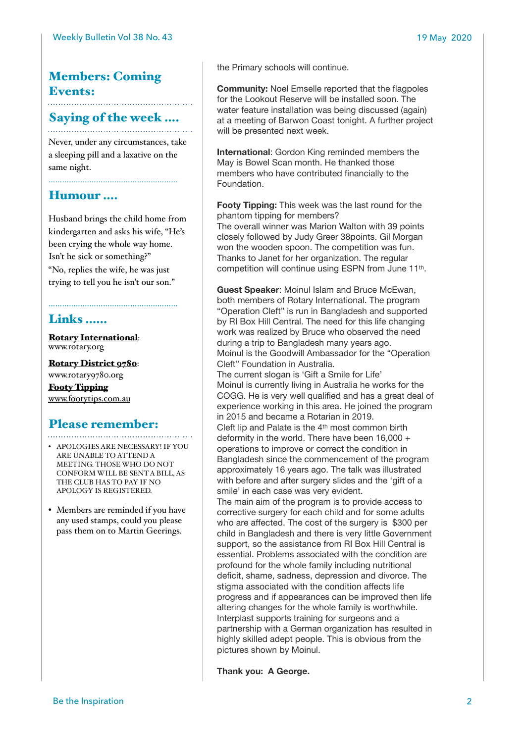## Members: Coming Events:

## Saying of the week ....

Never, under any circumstances, take a sleeping pill and a laxative on the same night.

## Humour ....

Husband brings the child home from kindergarten and asks his wife, "He's been crying the whole way home. Isn't he sick or something?"
"No, replies the wife, he was just trying to tell you he isn't our son."

## Links ......

**Rotary International**:
www.rotary.org

**Rotary District 9780**:
www.rotary9780.org

**Footy Tipping**
www.footytips.com.au

## Please remember:

- APOLOGIES ARE NECESSARY! IF YOU ARE UNABLE TO ATTEND A MEETING. THOSE WHO DO NOT CONFORM WILL BE SENT A BILL, AS THE CLUB HAS TO PAY IF NO APOLOGY IS REGISTERED.
- Members are reminded if you have any used stamps, could you please pass them on to Martin Geerings.

the Primary schools will continue.

**Community:** Noel Emselle reported that the flagpoles for the Lookout Reserve will be installed soon. The water feature installation was being discussed (again) at a meeting of Barwon Coast tonight. A further project will be presented next week.

**International**: Gordon King reminded members the May is Bowel Scan month. He thanked those members who have contributed financially to the Foundation.

**Footy Tipping:** This week was the last round for the phantom tipping for members?
The overall winner was Marion Walton with 39 points closely followed by Judy Greer 38points. Gil Morgan won the wooden spoon. The competition was fun. Thanks to Janet for her organization. The regular competition will continue using ESPN from June 11th.

**Guest Speaker**: Moinul Islam and Bruce McEwan, both members of Rotary International. The program "Operation Cleft" is run in Bangladesh and supported by RI Box Hill Central. The need for this life changing work was realized by Bruce who observed the need during a trip to Bangladesh many years ago.
Moinul is the Goodwill Ambassador for the "Operation Cleft" Foundation in Australia.
The current slogan is 'Gift a Smile for Life'
Moinul is currently living in Australia he works for the COGG. He is very well qualified and has a great deal of experience working in this area. He joined the program in 2015 and became a Rotarian in 2019.
Cleft lip and Palate is the 4th most common birth deformity in the world. There have been 16,000 + operations to improve or correct the condition in Bangladesh since the commencement of the program approximately 16 years ago. The talk was illustrated with before and after surgery slides and the 'gift of a smile' in each case was very evident.
The main aim of the program is to provide access to corrective surgery for each child and for some adults who are affected. The cost of the surgery is $300 per child in Bangladesh and there is very little Government support, so the assistance from RI Box Hill Central is essential. Problems associated with the condition are profound for the whole family including nutritional deficit, shame, sadness, depression and divorce. The stigma associated with the condition affects life progress and if appearances can be improved then life altering changes for the whole family is worthwhile. Interplast supports training for surgeons and a partnership with a German organization has resulted in highly skilled adept people. This is obvious from the pictures shown by Moinul.

**Thank you: A George.**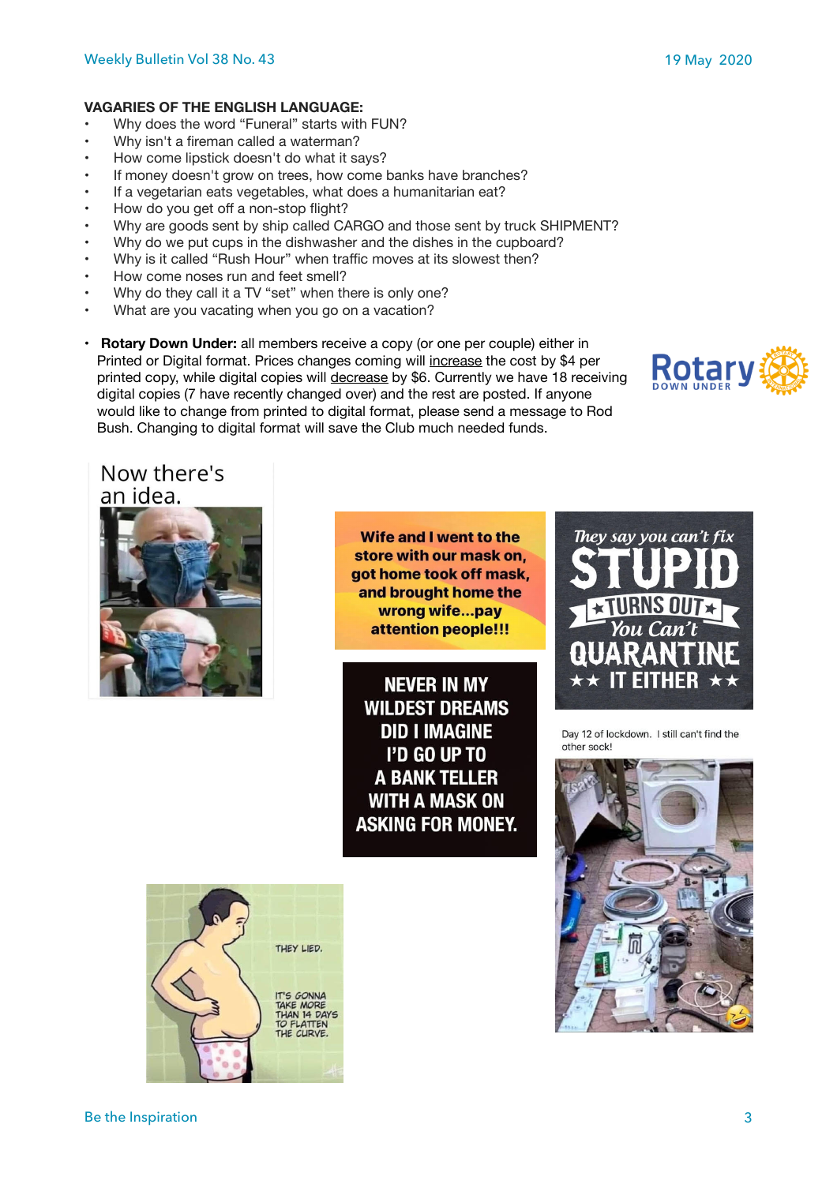**VAGARIES OF THE ENGLISH LANGUAGE:**

- Why does the word "Funeral" starts with FUN?
- Why isn't a fireman called a waterman?
- How come lipstick doesn't do what it says?
- If money doesn't grow on trees, how come banks have branches?
- If a vegetarian eats vegetables, what does a humanitarian eat?
- How do you get off a non-stop flight?
- Why are goods sent by ship called CARGO and those sent by truck SHIPMENT?
- Why do we put cups in the dishwasher and the dishes in the cupboard?
- Why is it called "Rush Hour" when traffic moves at its slowest then?
- How come noses run and feet smell?
- Why do they call it a TV "set" when there is only one?
- What are you vacating when you go on a vacation?

- **Rotary Down Under:** all members receive a copy (or one per couple) either in Printed or Digital format. Prices changes coming will increase the cost by $4 per printed copy, while digital copies will decrease by $6. Currently we have 18 receiving digital copies (7 have recently changed over) and the rest are posted. If anyone would like to change from printed to digital format, please send a message to Rod Bush. Changing to digital format will save the Club much needed funds.

Now there's an idea.

Wife and I went to the store with our mask on, got home took off mask, and brought home the wrong wife...pay attention people!!!

They say you can't fix STUPID ★TURNS OUT★ You Can't QUARANTINE ★★ IT EITHER ★★

NEVER IN MY WILDEST DREAMS DID I IMAGINE I'D GO UP TO A BANK TELLER WITH A MASK ON ASKING FOR MONEY.

Day 12 of lockdown. I still can't find the other sock!

THEY LIED.

IT'S GONNA TAKE MORE THAN 14 DAYS TO FLATTEN THE CURVE.